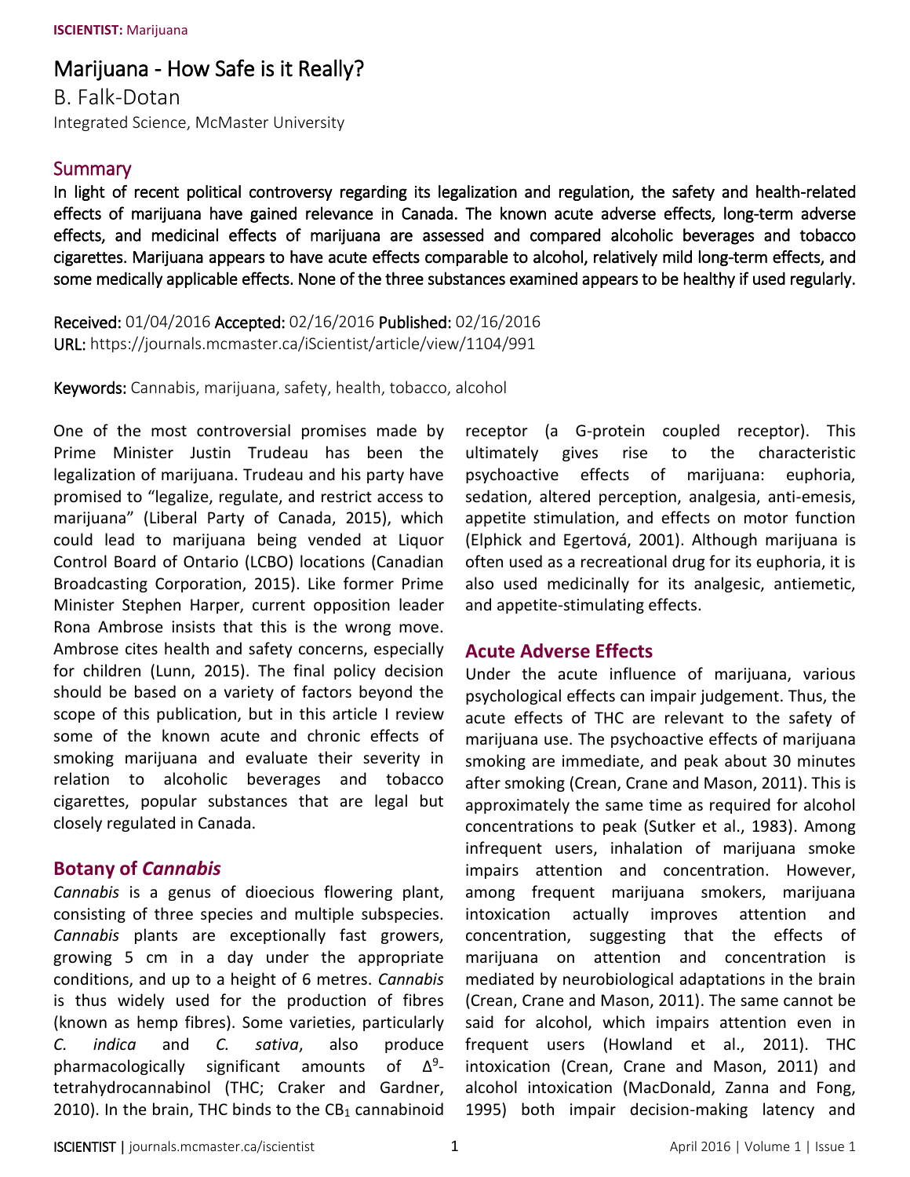# Marijuana - How Safe is it Really?

B. Falk-Dotan

Integrated Science, McMaster University

## Summary

**In light of recent political controversy regarding its legalization and regulation, the safety and health-related effects of marijuana have gained relevance in Canada. The known acute adverse effects, long-term adverse effects, and medicinal effects of marijuana are assessed and compared alcoholic beverages and tobacco cigarettes. Marijuana appears to have acute effects comparable to alcohol, relatively mild long-term effects, and some medically applicable effects. None of the three substances examined appears to be healthy if used regularly.**

Received: 01/04/2016 Accepted: 02/16/2016 Published: 02/16/2016
URL: https://journals.mcmaster.ca/iScientist/article/view/1104/991

Keywords: Cannabis, marijuana, safety, health, tobacco, alcohol

One of the most controversial promises made by Prime Minister Justin Trudeau has been the legalization of marijuana. Trudeau and his party have promised to "legalize, regulate, and restrict access to marijuana" (Liberal Party of Canada, 2015), which could lead to marijuana being vended at Liquor Control Board of Ontario (LCBO) locations (Canadian Broadcasting Corporation, 2015). Like former Prime Minister Stephen Harper, current opposition leader Rona Ambrose insists that this is the wrong move. Ambrose cites health and safety concerns, especially for children (Lunn, 2015). The final policy decision should be based on a variety of factors beyond the scope of this publication, but in this article I review some of the known acute and chronic effects of smoking marijuana and evaluate their severity in relation to alcoholic beverages and tobacco cigarettes, popular substances that are legal but closely regulated in Canada.

## Botany of *Cannabis*

*Cannabis* is a genus of dioecious flowering plant, consisting of three species and multiple subspecies. *Cannabis* plants are exceptionally fast growers, growing 5 cm in a day under the appropriate conditions, and up to a height of 6 metres. *Cannabis* is thus widely used for the production of fibres (known as hemp fibres). Some varieties, particularly *C. indica* and *C. sativa*, also produce pharmacologically significant amounts of $\Delta^9$-tetrahydrocannabinol (THC; Craker and Gardner, 2010). In the brain, THC binds to the $CB_1$ cannabinoid receptor (a G-protein coupled receptor). This ultimately gives rise to the characteristic psychoactive effects of marijuana: euphoria, sedation, altered perception, analgesia, anti-emesis, appetite stimulation, and effects on motor function (Elphick and Egertová, 2001). Although marijuana is often used as a recreational drug for its euphoria, it is also used medicinally for its analgesic, antiemetic, and appetite-stimulating effects.

## Acute Adverse Effects

Under the acute influence of marijuana, various psychological effects can impair judgement. Thus, the acute effects of THC are relevant to the safety of marijuana use. The psychoactive effects of marijuana smoking are immediate, and peak about 30 minutes after smoking (Crean, Crane and Mason, 2011). This is approximately the same time as required for alcohol concentrations to peak (Sutker et al., 1983). Among infrequent users, inhalation of marijuana smoke impairs attention and concentration. However, among frequent marijuana smokers, marijuana intoxication actually improves attention and concentration, suggesting that the effects of marijuana on attention and concentration is mediated by neurobiological adaptations in the brain (Crean, Crane and Mason, 2011). The same cannot be said for alcohol, which impairs attention even in frequent users (Howland et al., 2011). THC intoxication (Crean, Crane and Mason, 2011) and alcohol intoxication (MacDonald, Zanna and Fong, 1995) both impair decision-making latency and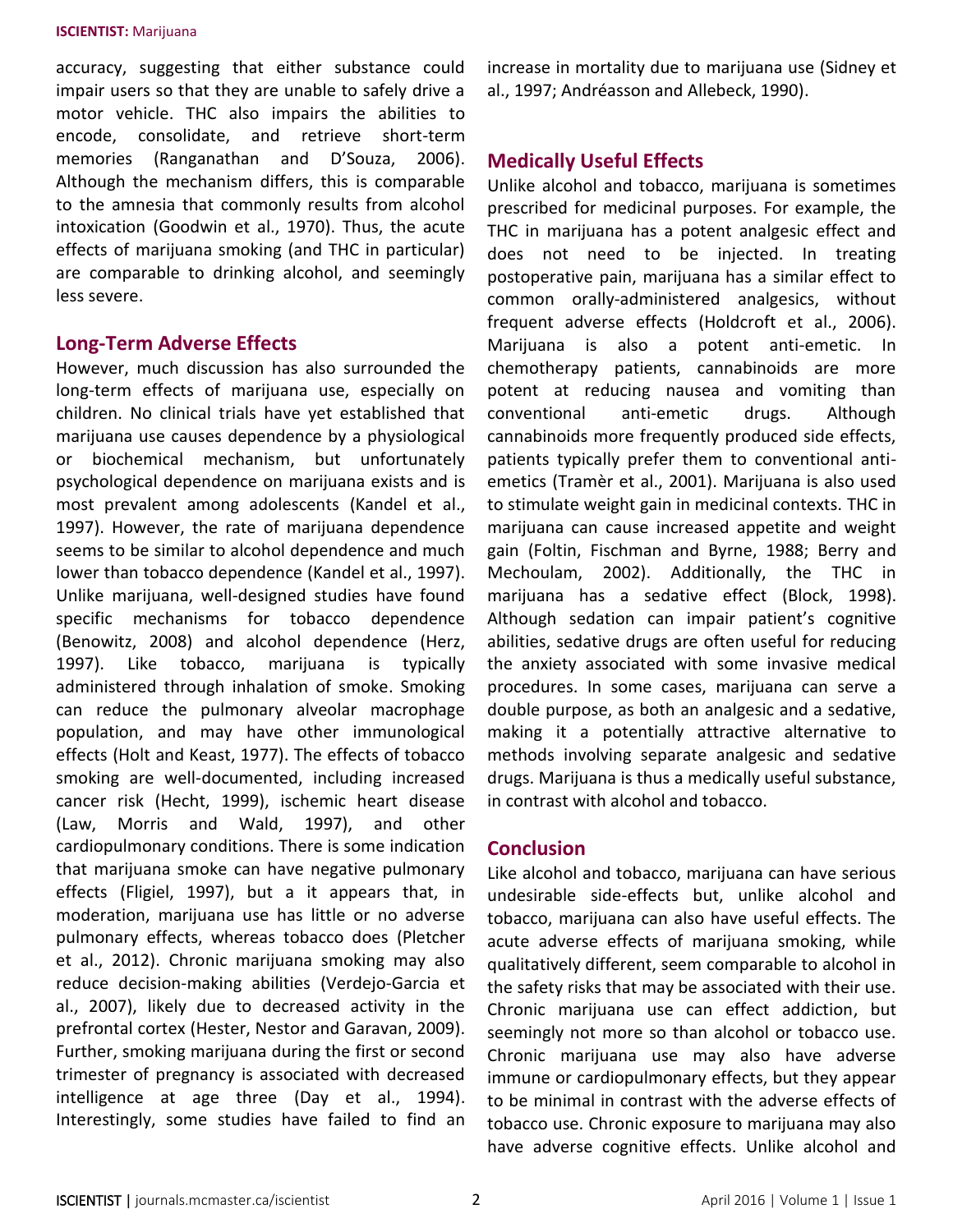accuracy, suggesting that either substance could impair users so that they are unable to safely drive a motor vehicle. THC also impairs the abilities to encode, consolidate, and retrieve short-term memories (Ranganathan and D'Souza, 2006). Although the mechanism differs, this is comparable to the amnesia that commonly results from alcohol intoxication (Goodwin et al., 1970). Thus, the acute effects of marijuana smoking (and THC in particular) are comparable to drinking alcohol, and seemingly less severe.

## Long-Term Adverse Effects

However, much discussion has also surrounded the long-term effects of marijuana use, especially on children. No clinical trials have yet established that marijuana use causes dependence by a physiological or biochemical mechanism, but unfortunately psychological dependence on marijuana exists and is most prevalent among adolescents (Kandel et al., 1997). However, the rate of marijuana dependence seems to be similar to alcohol dependence and much lower than tobacco dependence (Kandel et al., 1997). Unlike marijuana, well-designed studies have found specific mechanisms for tobacco dependence (Benowitz, 2008) and alcohol dependence (Herz, 1997). Like tobacco, marijuana is typically administered through inhalation of smoke. Smoking can reduce the pulmonary alveolar macrophage population, and may have other immunological effects (Holt and Keast, 1977). The effects of tobacco smoking are well-documented, including increased cancer risk (Hecht, 1999), ischemic heart disease (Law, Morris and Wald, 1997), and other cardiopulmonary conditions. There is some indication that marijuana smoke can have negative pulmonary effects (Fligiel, 1997), but a it appears that, in moderation, marijuana use has little or no adverse pulmonary effects, whereas tobacco does (Pletcher et al., 2012). Chronic marijuana smoking may also reduce decision-making abilities (Verdejo-Garcia et al., 2007), likely due to decreased activity in the prefrontal cortex (Hester, Nestor and Garavan, 2009). Further, smoking marijuana during the first or second trimester of pregnancy is associated with decreased intelligence at age three (Day et al., 1994). Interestingly, some studies have failed to find an increase in mortality due to marijuana use (Sidney et al., 1997; Andréasson and Allebeck, 1990).

## Medically Useful Effects

Unlike alcohol and tobacco, marijuana is sometimes prescribed for medicinal purposes. For example, the THC in marijuana has a potent analgesic effect and does not need to be injected. In treating postoperative pain, marijuana has a similar effect to common orally-administered analgesics, without frequent adverse effects (Holdcroft et al., 2006). Marijuana is also a potent anti-emetic. In chemotherapy patients, cannabinoids are more potent at reducing nausea and vomiting than conventional anti-emetic drugs. Although cannabinoids more frequently produced side effects, patients typically prefer them to conventional anti-emetics (Tramèr et al., 2001). Marijuana is also used to stimulate weight gain in medicinal contexts. THC in marijuana can cause increased appetite and weight gain (Foltin, Fischman and Byrne, 1988; Berry and Mechoulam, 2002). Additionally, the THC in marijuana has a sedative effect (Block, 1998). Although sedation can impair patient's cognitive abilities, sedative drugs are often useful for reducing the anxiety associated with some invasive medical procedures. In some cases, marijuana can serve a double purpose, as both an analgesic and a sedative, making it a potentially attractive alternative to methods involving separate analgesic and sedative drugs. Marijuana is thus a medically useful substance, in contrast with alcohol and tobacco.

## Conclusion

Like alcohol and tobacco, marijuana can have serious undesirable side-effects but, unlike alcohol and tobacco, marijuana can also have useful effects. The acute adverse effects of marijuana smoking, while qualitatively different, seem comparable to alcohol in the safety risks that may be associated with their use. Chronic marijuana use can effect addiction, but seemingly not more so than alcohol or tobacco use. Chronic marijuana use may also have adverse immune or cardiopulmonary effects, but they appear to be minimal in contrast with the adverse effects of tobacco use. Chronic exposure to marijuana may also have adverse cognitive effects. Unlike alcohol and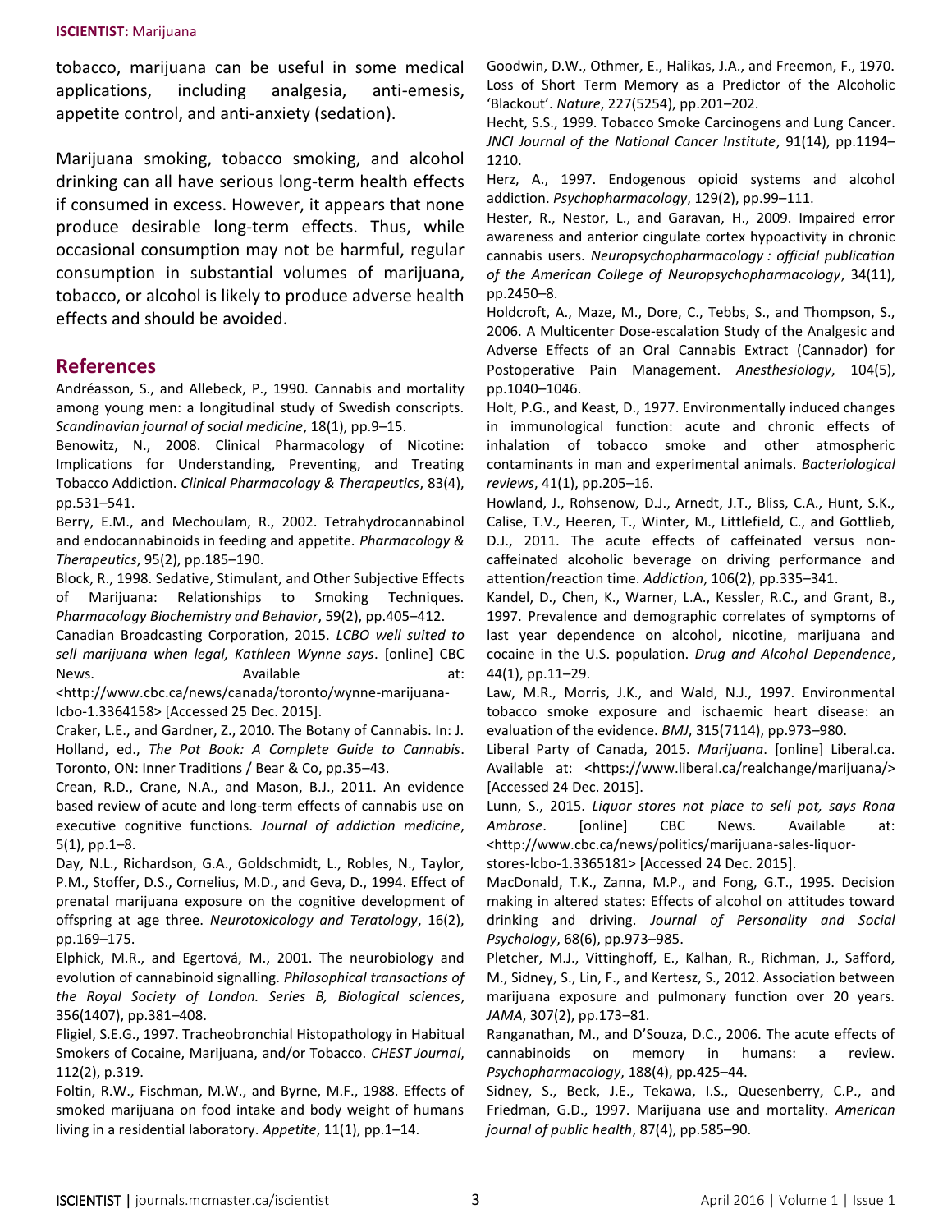tobacco, marijuana can be useful in some medical applications, including analgesia, anti-emesis, appetite control, and anti-anxiety (sedation).

Marijuana smoking, tobacco smoking, and alcohol drinking can all have serious long-term health effects if consumed in excess. However, it appears that none produce desirable long-term effects. Thus, while occasional consumption may not be harmful, regular consumption in substantial volumes of marijuana, tobacco, or alcohol is likely to produce adverse health effects and should be avoided.

## References

Andréasson, S., and Allebeck, P., 1990. Cannabis and mortality among young men: a longitudinal study of Swedish conscripts. *Scandinavian journal of social medicine*, 18(1), pp.9–15.

Benowitz, N., 2008. Clinical Pharmacology of Nicotine: Implications for Understanding, Preventing, and Treating Tobacco Addiction. *Clinical Pharmacology & Therapeutics*, 83(4), pp.531–541.

Berry, E.M., and Mechoulam, R., 2002. Tetrahydrocannabinol and endocannabinoids in feeding and appetite. *Pharmacology & Therapeutics*, 95(2), pp.185–190.

Block, R., 1998. Sedative, Stimulant, and Other Subjective Effects of Marijuana: Relationships to Smoking Techniques. *Pharmacology Biochemistry and Behavior*, 59(2), pp.405–412.

Canadian Broadcasting Corporation, 2015. *LCBO well suited to sell marijuana when legal, Kathleen Wynne says*. [online] CBC News. Available at: <http://www.cbc.ca/news/canada/toronto/wynne-marijuana-lcbo-1.3364158> [Accessed 25 Dec. 2015].

Craker, L.E., and Gardner, Z., 2010. The Botany of Cannabis. In: J. Holland, ed., *The Pot Book: A Complete Guide to Cannabis*. Toronto, ON: Inner Traditions / Bear & Co, pp.35–43.

Crean, R.D., Crane, N.A., and Mason, B.J., 2011. An evidence based review of acute and long-term effects of cannabis use on executive cognitive functions. *Journal of addiction medicine*, 5(1), pp.1–8.

Day, N.L., Richardson, G.A., Goldschmidt, L., Robles, N., Taylor, P.M., Stoffer, D.S., Cornelius, M.D., and Geva, D., 1994. Effect of prenatal marijuana exposure on the cognitive development of offspring at age three. *Neurotoxicology and Teratology*, 16(2), pp.169–175.

Elphick, M.R., and Egertová, M., 2001. The neurobiology and evolution of cannabinoid signalling. *Philosophical transactions of the Royal Society of London. Series B, Biological sciences*, 356(1407), pp.381–408.

Fligiel, S.E.G., 1997. Tracheobronchial Histopathology in Habitual Smokers of Cocaine, Marijuana, and/or Tobacco. *CHEST Journal*, 112(2), p.319.

Foltin, R.W., Fischman, M.W., and Byrne, M.F., 1988. Effects of smoked marijuana on food intake and body weight of humans living in a residential laboratory. *Appetite*, 11(1), pp.1–14.

Goodwin, D.W., Othmer, E., Halikas, J.A., and Freemon, F., 1970. Loss of Short Term Memory as a Predictor of the Alcoholic 'Blackout'. *Nature*, 227(5254), pp.201–202.

Hecht, S.S., 1999. Tobacco Smoke Carcinogens and Lung Cancer. *JNCI Journal of the National Cancer Institute*, 91(14), pp.1194–1210.

Herz, A., 1997. Endogenous opioid systems and alcohol addiction. *Psychopharmacology*, 129(2), pp.99–111.

Hester, R., Nestor, L., and Garavan, H., 2009. Impaired error awareness and anterior cingulate cortex hypoactivity in chronic cannabis users. *Neuropsychopharmacology : official publication of the American College of Neuropsychopharmacology*, 34(11), pp.2450–8.

Holdcroft, A., Maze, M., Dore, C., Tebbs, S., and Thompson, S., 2006. A Multicenter Dose-escalation Study of the Analgesic and Adverse Effects of an Oral Cannabis Extract (Cannador) for Postoperative Pain Management. *Anesthesiology*, 104(5), pp.1040–1046.

Holt, P.G., and Keast, D., 1977. Environmentally induced changes in immunological function: acute and chronic effects of inhalation of tobacco smoke and other atmospheric contaminants in man and experimental animals. *Bacteriological reviews*, 41(1), pp.205–16.

Howland, J., Rohsenow, D.J., Arnedt, J.T., Bliss, C.A., Hunt, S.K., Calise, T.V., Heeren, T., Winter, M., Littlefield, C., and Gottlieb, D.J., 2011. The acute effects of caffeinated versus non-caffeinated alcoholic beverage on driving performance and attention/reaction time. *Addiction*, 106(2), pp.335–341.

Kandel, D., Chen, K., Warner, L.A., Kessler, R.C., and Grant, B., 1997. Prevalence and demographic correlates of symptoms of last year dependence on alcohol, nicotine, marijuana and cocaine in the U.S. population. *Drug and Alcohol Dependence*, 44(1), pp.11–29.

Law, M.R., Morris, J.K., and Wald, N.J., 1997. Environmental tobacco smoke exposure and ischaemic heart disease: an evaluation of the evidence. *BMJ*, 315(7114), pp.973–980.

Liberal Party of Canada, 2015. *Marijuana*. [online] Liberal.ca. Available at: <https://www.liberal.ca/realchange/marijuana/> [Accessed 24 Dec. 2015].

Lunn, S., 2015. *Liquor stores not place to sell pot, says Rona Ambrose*. [online] CBC News. Available at: <http://www.cbc.ca/news/politics/marijuana-sales-liquor-stores-lcbo-1.3365181> [Accessed 24 Dec. 2015].

MacDonald, T.K., Zanna, M.P., and Fong, G.T., 1995. Decision making in altered states: Effects of alcohol on attitudes toward drinking and driving. *Journal of Personality and Social Psychology*, 68(6), pp.973–985.

Pletcher, M.J., Vittinghoff, E., Kalhan, R., Richman, J., Safford, M., Sidney, S., Lin, F., and Kertesz, S., 2012. Association between marijuana exposure and pulmonary function over 20 years. *JAMA*, 307(2), pp.173–81.

Ranganathan, M., and D'Souza, D.C., 2006. The acute effects of cannabinoids on memory in humans: a review. *Psychopharmacology*, 188(4), pp.425–44.

Sidney, S., Beck, J.E., Tekawa, I.S., Quesenberry, C.P., and Friedman, G.D., 1997. Marijuana use and mortality. *American journal of public health*, 87(4), pp.585–90.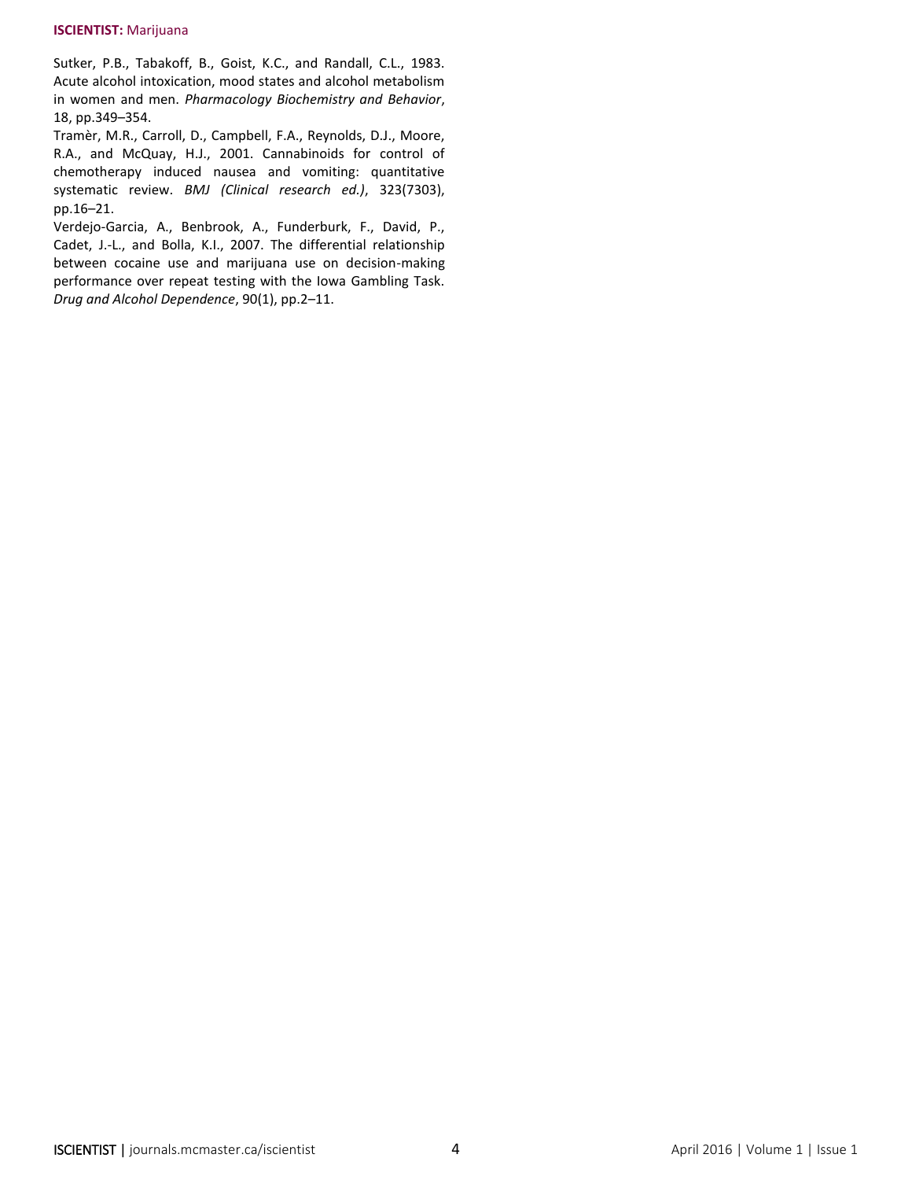Sutker, P.B., Tabakoff, B., Goist, K.C., and Randall, C.L., 1983. Acute alcohol intoxication, mood states and alcohol metabolism in women and men. *Pharmacology Biochemistry and Behavior*, 18, pp.349–354.

Tramèr, M.R., Carroll, D., Campbell, F.A., Reynolds, D.J., Moore, R.A., and McQuay, H.J., 2001. Cannabinoids for control of chemotherapy induced nausea and vomiting: quantitative systematic review. *BMJ (Clinical research ed.)*, 323(7303), pp.16–21.

Verdejo-Garcia, A., Benbrook, A., Funderburk, F., David, P., Cadet, J.-L., and Bolla, K.I., 2007. The differential relationship between cocaine use and marijuana use on decision-making performance over repeat testing with the Iowa Gambling Task. *Drug and Alcohol Dependence*, 90(1), pp.2–11.